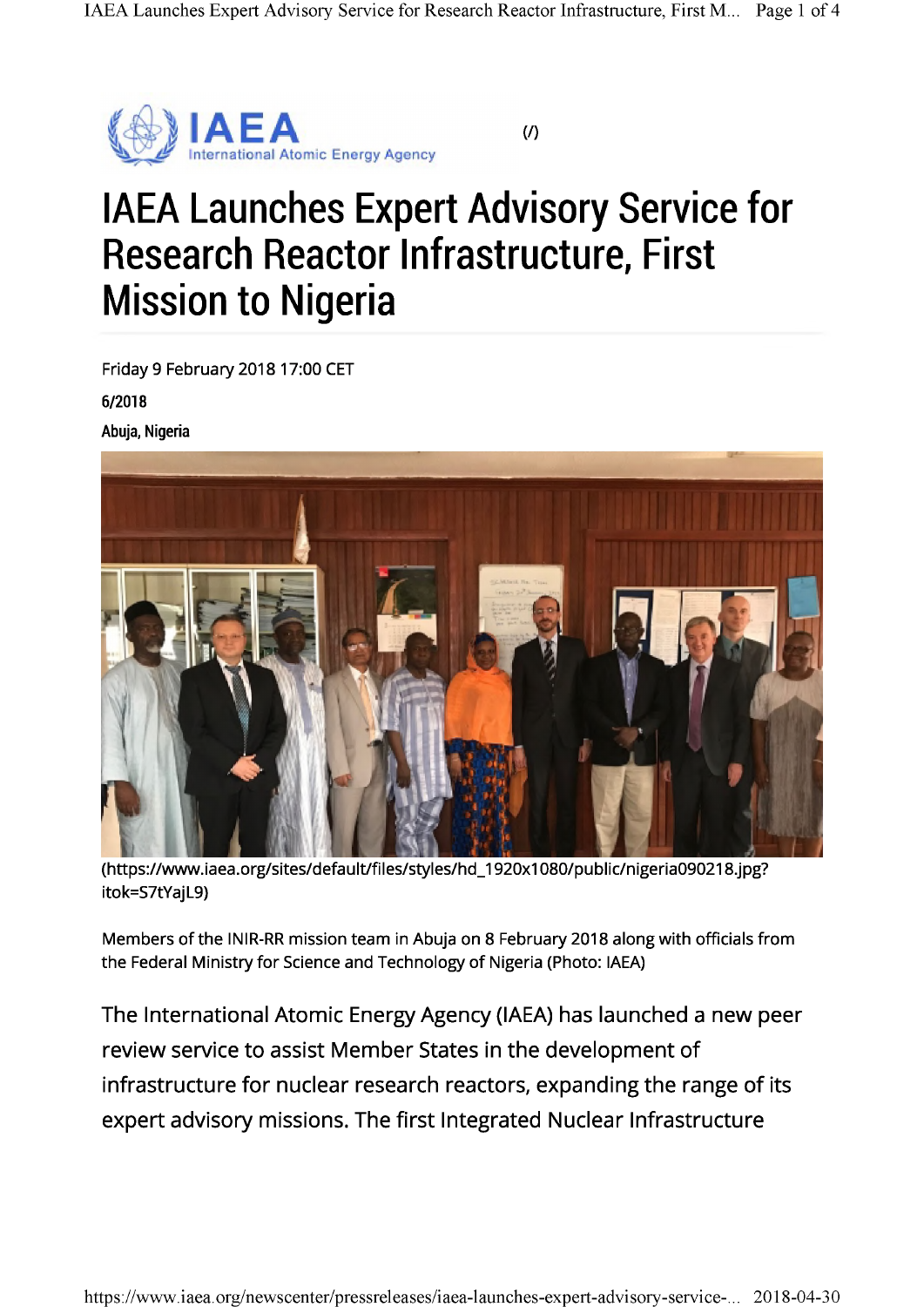# IAEA Launches Expert Advisory Service for Research Reactor Infrastructure, First Mission to Nigeria

Friday 9 February 2018 17:00 CET

**6/2018**

**Abuja, Nigeria**

(https://www.iaea.org/sites/default/files/styles/hd_1920x1080/public/nigeria090218.jpg?itok=S7tYajL9)

Members of the INIR-RR mission team in Abuja on 8 February 2018 along with officials from the Federal Ministry for Science and Technology of Nigeria (Photo: IAEA)

The International Atomic Energy Agency (IAEA) has launched a new peer review service to assist Member States in the development of infrastructure for nuclear research reactors, expanding the range of its expert advisory missions. The first Integrated Nuclear Infrastructure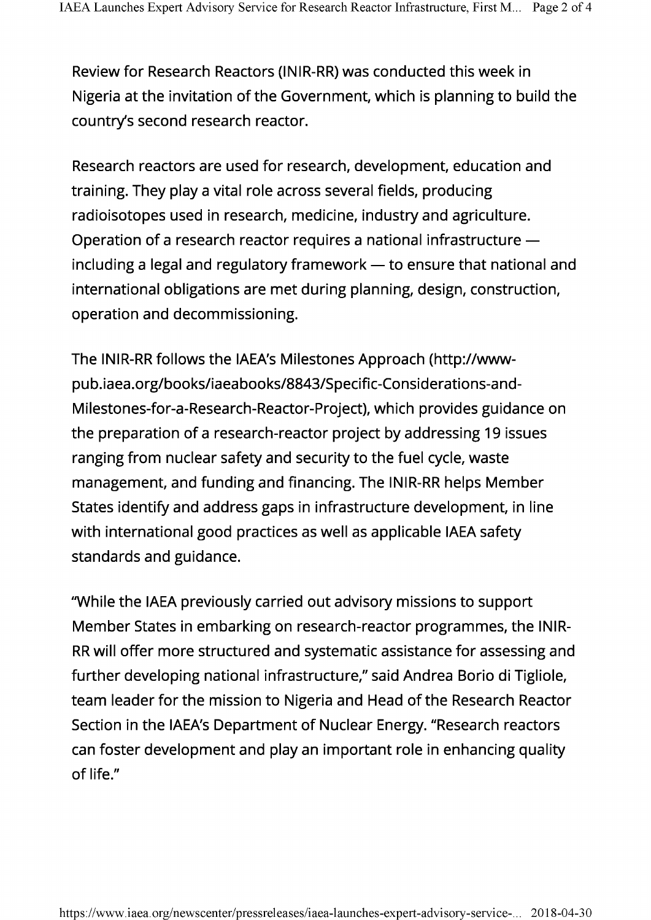Review for Research Reactors (INIR-RR) was conducted this week in Nigeria at the invitation of the Government, which is planning to build the country's second research reactor.

Research reactors are used for research, development, education and training. They play a vital role across several fields, producing radioisotopes used in research, medicine, industry and agriculture. Operation of a research reactor requires a national infrastructure — including a legal and regulatory framework — to ensure that national and international obligations are met during planning, design, construction, operation and decommissioning.

The INIR-RR follows the IAEA's Milestones Approach (http://www-pub.iaea.org/books/iaeabooks/8843/Specific-Considerations-and-Milestones-for-a-Research-Reactor-Project), which provides guidance on the preparation of a research-reactor project by addressing 19 issues ranging from nuclear safety and security to the fuel cycle, waste management, and funding and financing. The INIR-RR helps Member States identify and address gaps in infrastructure development, in line with international good practices as well as applicable IAEA safety standards and guidance.

"While the IAEA previously carried out advisory missions to support Member States in embarking on research-reactor programmes, the INIR-RR will offer more structured and systematic assistance for assessing and further developing national infrastructure," said Andrea Borio di Tigliole, team leader for the mission to Nigeria and Head of the Research Reactor Section in the IAEA's Department of Nuclear Energy. "Research reactors can foster development and play an important role in enhancing quality of life."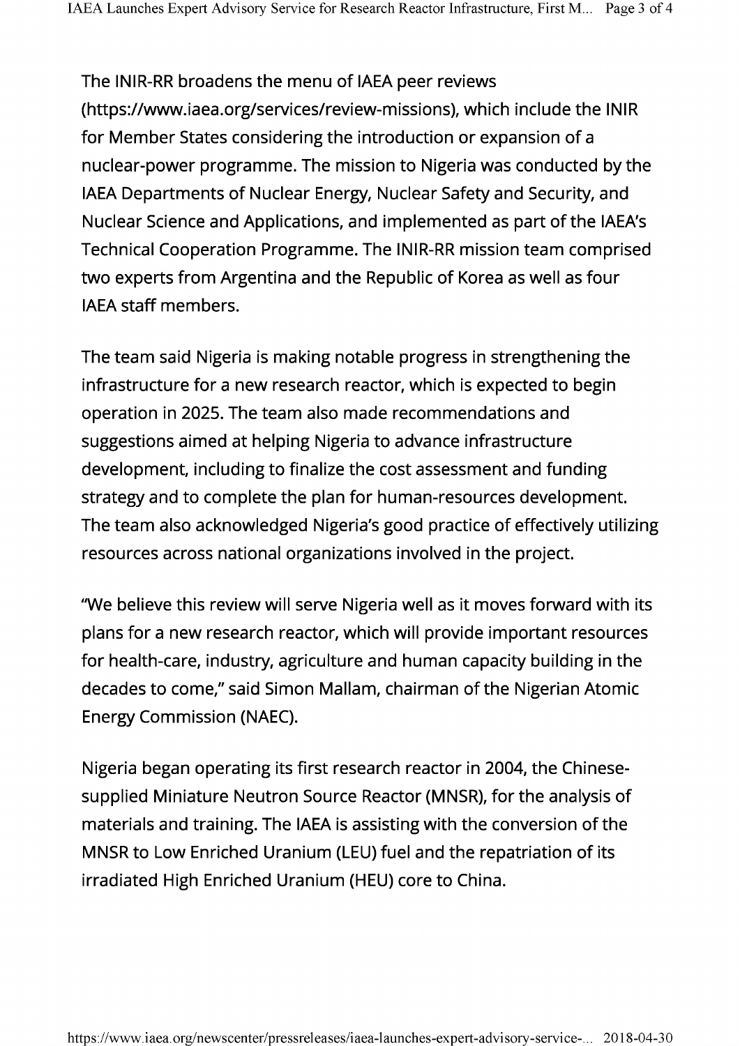The INIR-RR broadens the menu of IAEA peer reviews (https://www.iaea.org/services/review-missions), which include the INIR for Member States considering the introduction or expansion of a nuclear-power programme. The mission to Nigeria was conducted by the IAEA Departments of Nuclear Energy, Nuclear Safety and Security, and Nuclear Science and Applications, and implemented as part of the IAEA's Technical Cooperation Programme. The INIR-RR mission team comprised two experts from Argentina and the Republic of Korea as well as four IAEA staff members.

The team said Nigeria is making notable progress in strengthening the infrastructure for a new research reactor, which is expected to begin operation in 2025. The team also made recommendations and suggestions aimed at helping Nigeria to advance infrastructure development, including to finalize the cost assessment and funding strategy and to complete the plan for human-resources development. The team also acknowledged Nigeria's good practice of effectively utilizing resources across national organizations involved in the project.

"We believe this review will serve Nigeria well as it moves forward with its plans for a new research reactor, which will provide important resources for health-care, industry, agriculture and human capacity building in the decades to come," said Simon Mallam, chairman of the Nigerian Atomic Energy Commission (NAEC).

Nigeria began operating its first research reactor in 2004, the Chinese-supplied Miniature Neutron Source Reactor (MNSR), for the analysis of materials and training. The IAEA is assisting with the conversion of the MNSR to Low Enriched Uranium (LEU) fuel and the repatriation of its irradiated High Enriched Uranium (HEU) core to China.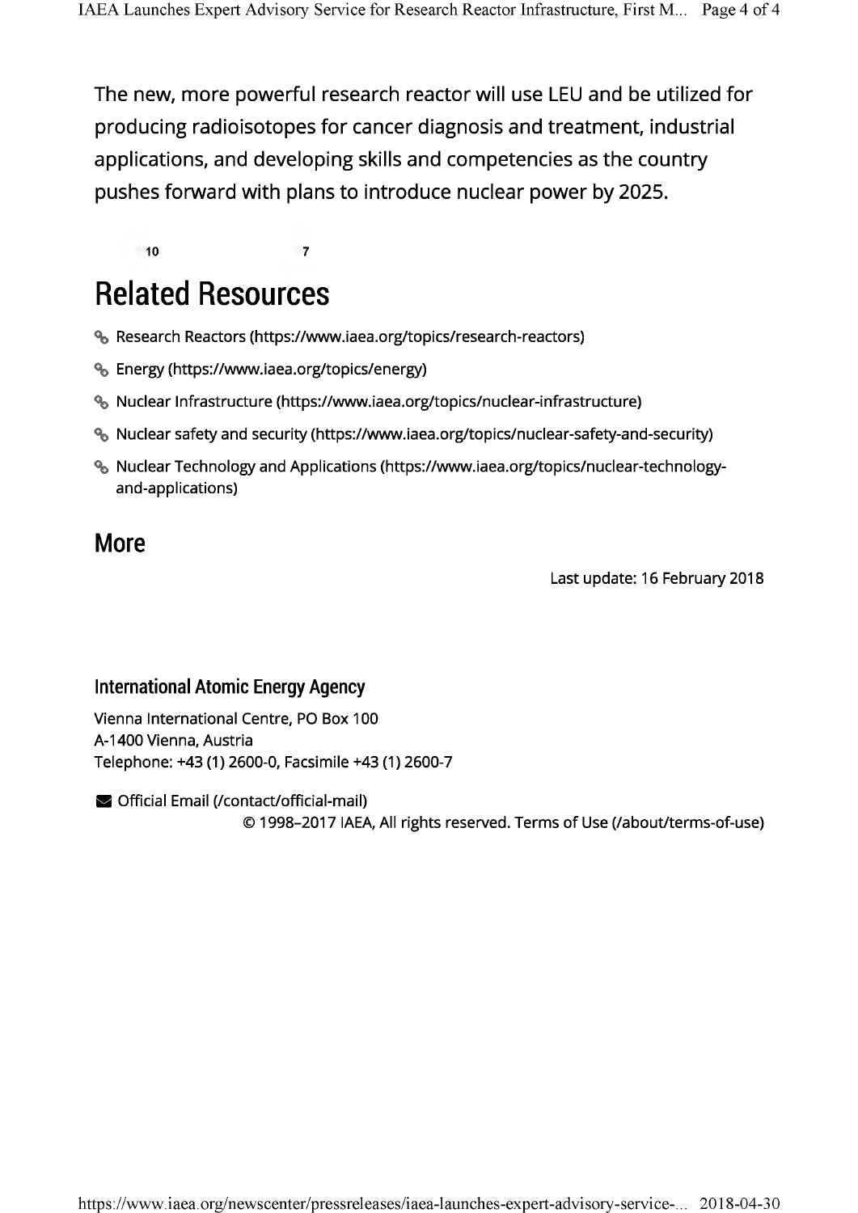The new, more powerful research reactor will use LEU and be utilized for producing radioisotopes for cancer diagnosis and treatment, industrial applications, and developing skills and competencies as the country pushes forward with plans to introduce nuclear power by 2025.

10 7

## Related Resources

- Research Reactors (https://www.iaea.org/topics/research-reactors)
- Energy (https://www.iaea.org/topics/energy)
- Nuclear Infrastructure (https://www.iaea.org/topics/nuclear-infrastructure)
- Nuclear safety and security (https://www.iaea.org/topics/nuclear-safety-and-security)
- Nuclear Technology and Applications (https://www.iaea.org/topics/nuclear-technology-and-applications)

## More

Last update: 16 February 2018

### International Atomic Energy Agency

Vienna International Centre, PO Box 100
A-1400 Vienna, Austria
Telephone: +43 (1) 2600-0, Facsimile +43 (1) 2600-7

Official Email (/contact/official-mail)

© 1998–2017 IAEA, All rights reserved. Terms of Use (/about/terms-of-use)